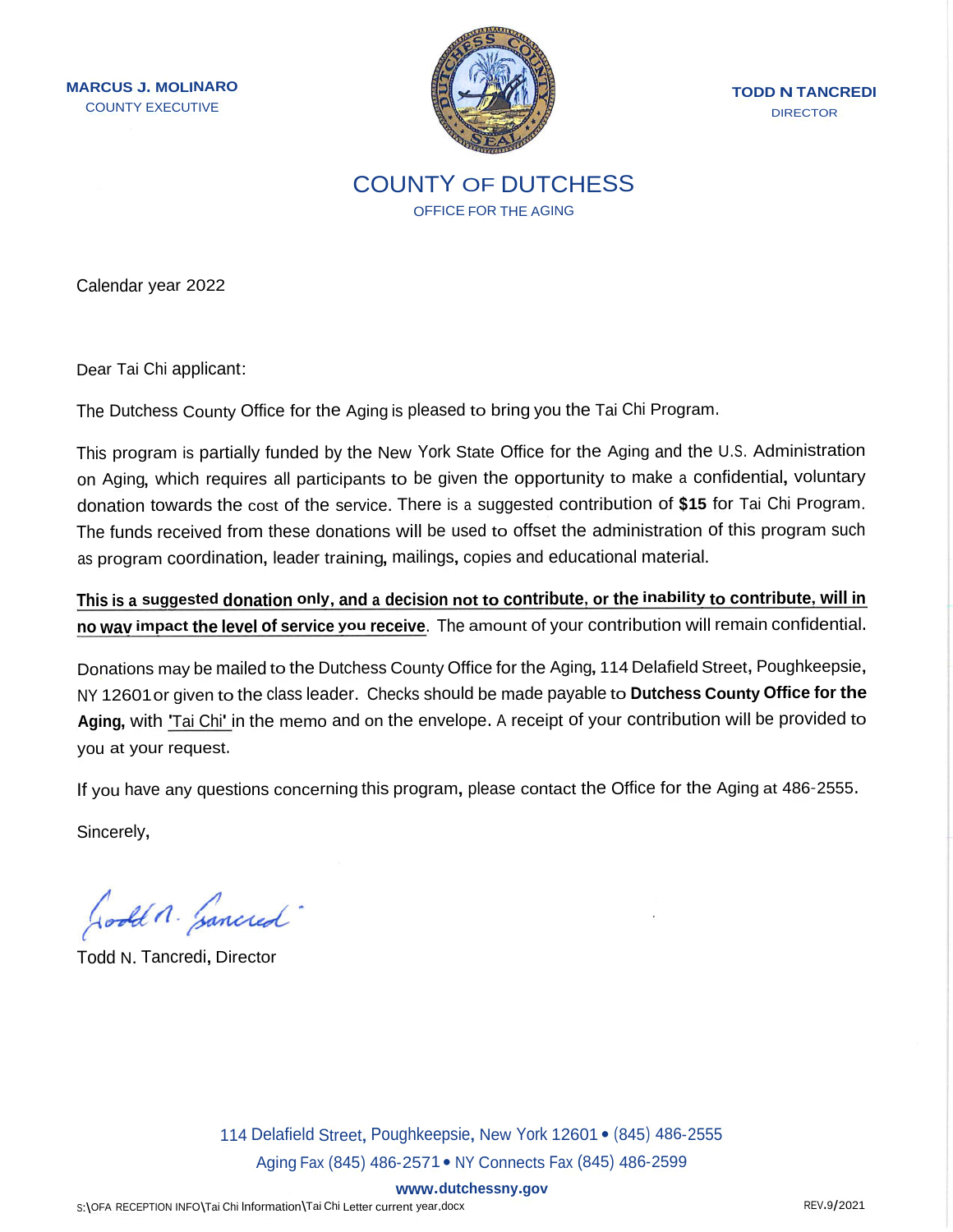**MARCUS J. MOLINARO**
COUNTY EXECUTIVE

**TODD N TANCREDI**
DIRECTOR

# COUNTY OF DUTCHESS

OFFICE FOR THE AGING

Calendar year 2022

Dear Tai Chi applicant:

The Dutchess County Office for the Aging is pleased to bring you the Tai Chi Program.

This program is partially funded by the New York State Office for the Aging and the U.S. Administration on Aging, which requires all participants to be given the opportunity to make a confidential, voluntary donation towards the cost of the service. There is a suggested contribution of **$15** for Tai Chi Program. The funds received from these donations will be used to offset the administration of this program such as program coordination, leader training, mailings, copies and educational material.

**This is a suggested donation only, and a decision not to contribute, or the inability to contribute, will in no wav impact the level of service you receive**. The amount of your contribution will remain confidential.

Donations may be mailed to the Dutchess County Office for the Aging, 114 Delafield Street, Poughkeepsie, NY 12601 or given to the class leader. Checks should be made payable to **Dutchess County Office for the Aging,** with 'Tai Chi' in the memo and on the envelope. A receipt of your contribution will be provided to you at your request.

If you have any questions concerning this program, please contact the Office for the Aging at 486-2555.

Sincerely,

Todd N. Tancredi, Director

114 Delafield Street, Poughkeepsie, New York 12601 • (845) 486-2555
Aging Fax (845) 486-2571 • NY Connects Fax (845) 486-2599
**www.dutchessny.gov**

S:\OFA RECEPTION INFO\Tai Chi Information\Tai Chi Letter current year.docx

REV.9/2021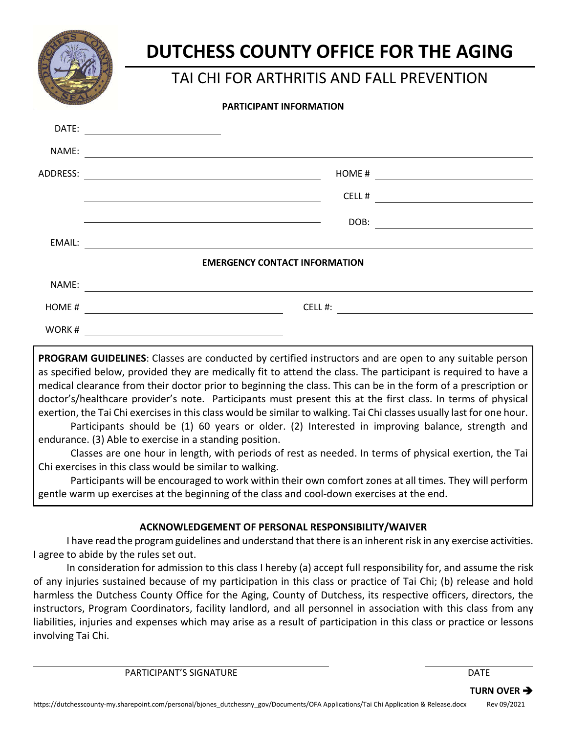# DUTCHESS COUNTY OFFICE FOR THE AGING

## TAI CHI FOR ARTHRITIS AND FALL PREVENTION

**PARTICIPANT INFORMATION**

DATE: ____________________

NAME: ____________________

ADDRESS: ____________________ HOME # ____________________

____________________ CELL # ____________________

____________________ DOB: ____________________

EMAIL: ____________________

**EMERGENCY CONTACT INFORMATION**

NAME: ____________________

HOME # ____________________ CELL #: ____________________

WORK # ____________________

**PROGRAM GUIDELINES**: Classes are conducted by certified instructors and are open to any suitable person as specified below, provided they are medically fit to attend the class. The participant is required to have a medical clearance from their doctor prior to beginning the class. This can be in the form of a prescription or doctor's/healthcare provider's note. Participants must present this at the first class. In terms of physical exertion, the Tai Chi exercises in this class would be similar to walking. Tai Chi classes usually last for one hour.

Participants should be (1) 60 years or older. (2) Interested in improving balance, strength and endurance. (3) Able to exercise in a standing position.

Classes are one hour in length, with periods of rest as needed. In terms of physical exertion, the Tai Chi exercises in this class would be similar to walking.

Participants will be encouraged to work within their own comfort zones at all times. They will perform gentle warm up exercises at the beginning of the class and cool-down exercises at the end.

**ACKNOWLEDGEMENT OF PERSONAL RESPONSIBILITY/WAIVER**

I have read the program guidelines and understand that there is an inherent risk in any exercise activities. I agree to abide by the rules set out.

In consideration for admission to this class I hereby (a) accept full responsibility for, and assume the risk of any injuries sustained because of my participation in this class or practice of Tai Chi; (b) release and hold harmless the Dutchess County Office for the Aging, County of Dutchess, its respective officers, directors, the instructors, Program Coordinators, facility landlord, and all personnel in association with this class from any liabilities, injuries and expenses which may arise as a result of participation in this class or practice or lessons involving Tai Chi.

____________________ PARTICIPANT'S SIGNATURE ____________________ DATE

**TURN OVER →**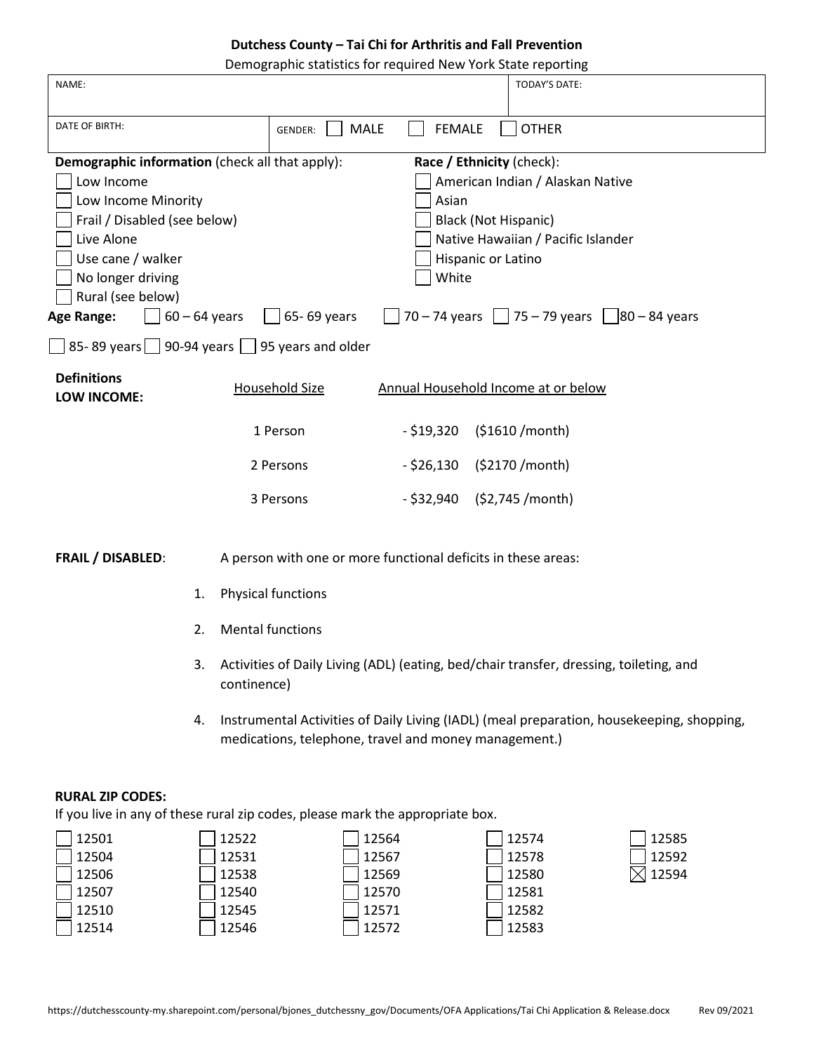**Dutchess County – Tai Chi for Arthritis and Fall Prevention**

Demographic statistics for required New York State reporting

| NAME: | | TODAY'S DATE: |
|---|---|---|
| DATE OF BIRTH: | GENDER: ☐ MALE ☐ FEMALE ☐ OTHER | |

**Demographic information** (check all that apply):

- ☐ Low Income
- ☐ Low Income Minority
- ☐ Frail / Disabled (see below)
- ☐ Live Alone
- ☐ Use cane / walker
- ☐ No longer driving
- ☐ Rural (see below)

**Race / Ethnicity** (check):

- ☐ American Indian / Alaskan Native
- ☐ Asian
- ☐ Black (Not Hispanic)
- ☐ Native Hawaiian / Pacific Islander
- ☐ Hispanic or Latino
- ☐ White

**Age Range:** ☐ 60 – 64 years ☐ 65- 69 years ☐ 70 – 74 years ☐ 75 – 79 years ☐ 80 – 84 years ☐ 85- 89 years ☐ 90-94 years ☐ 95 years and older

**Definitions**

**LOW INCOME:**

| Household Size | Annual Household Income at or below | |
|---|---|---|
| 1 Person | - $19,320 | ($1610 /month) |
| 2 Persons | - $26,130 | ($2170 /month) |
| 3 Persons | - $32,940 | ($2,745 /month) |

**FRAIL / DISABLED**: A person with one or more functional deficits in these areas:

1. Physical functions
2. Mental functions
3. Activities of Daily Living (ADL) (eating, bed/chair transfer, dressing, toileting, and continence)
4. Instrumental Activities of Daily Living (IADL) (meal preparation, housekeeping, shopping, medications, telephone, travel and money management.)

**RURAL ZIP CODES:**

If you live in any of these rural zip codes, please mark the appropriate box.

| | | | | |
|---|---|---|---|---|
| ☐ 12501 | ☐ 12522 | ☐ 12564 | ☐ 12574 | ☐ 12585 |
| ☐ 12504 | ☐ 12531 | ☐ 12567 | ☐ 12578 | ☐ 12592 |
| ☐ 12506 | ☐ 12538 | ☐ 12569 | ☐ 12580 | ☒ 12594 |
| ☐ 12507 | ☐ 12540 | ☐ 12570 | ☐ 12581 | |
| ☐ 12510 | ☐ 12545 | ☐ 12571 | ☐ 12582 | |
| ☐ 12514 | ☐ 12546 | ☐ 12572 | ☐ 12583 | |

https://dutchesscounty-my.sharepoint.com/personal/bjones_dutchessny_gov/Documents/OFA Applications/Tai Chi Application & Release.docx Rev 09/2021